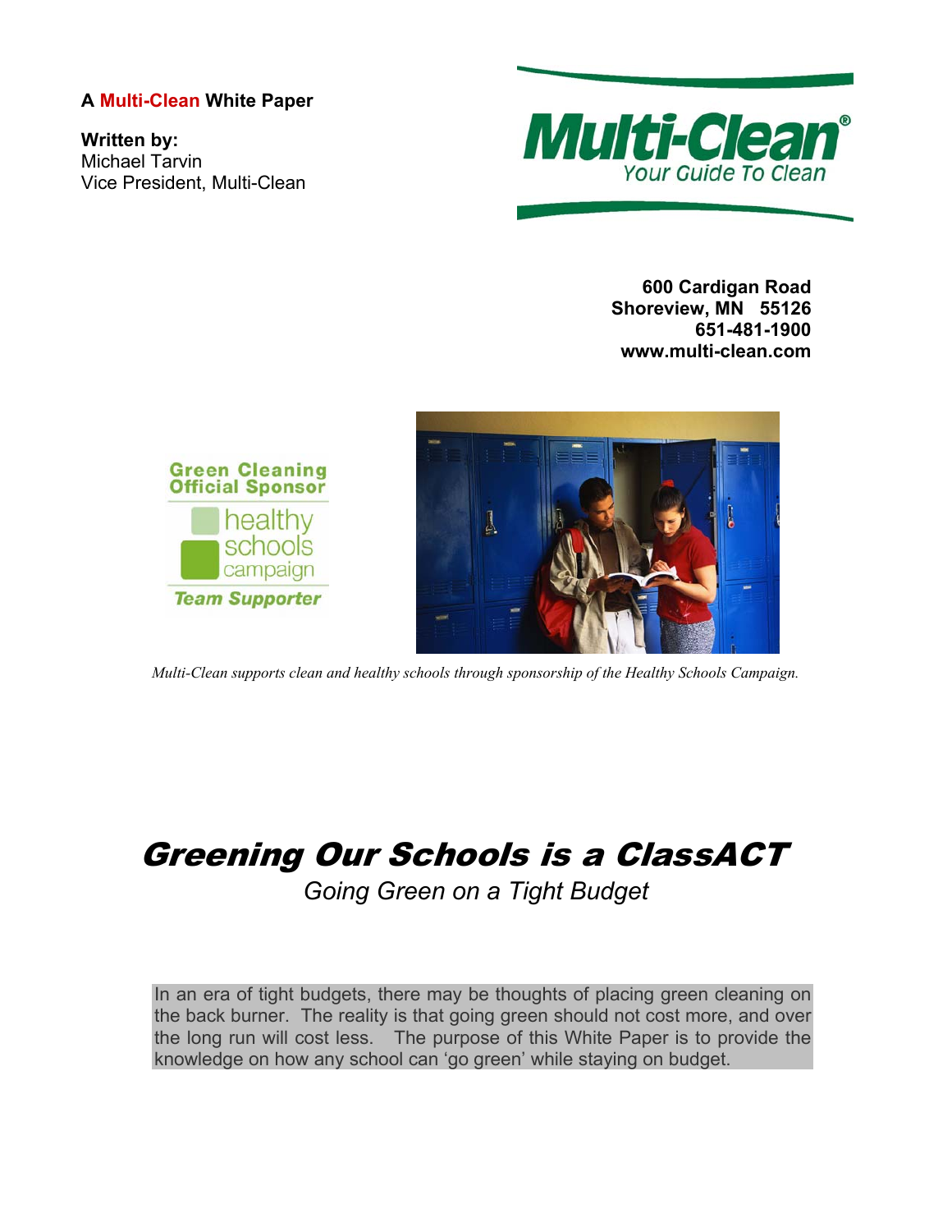**A Multi-Clean White Paper**

**Written by:**
Michael Tarvin
Vice President, Multi-Clean

**600 Cardigan Road**
**Shoreview, MN 55126**
**651-481-1900**
**www.multi-clean.com**

*Multi-Clean supports clean and healthy schools through sponsorship of the Healthy Schools Campaign.*

# *Greening Our Schools is a ClassACT*

*Going Green on a Tight Budget*

In an era of tight budgets, there may be thoughts of placing green cleaning on the back burner. The reality is that going green should not cost more, and over the long run will cost less. The purpose of this White Paper is to provide the knowledge on how any school can 'go green' while staying on budget.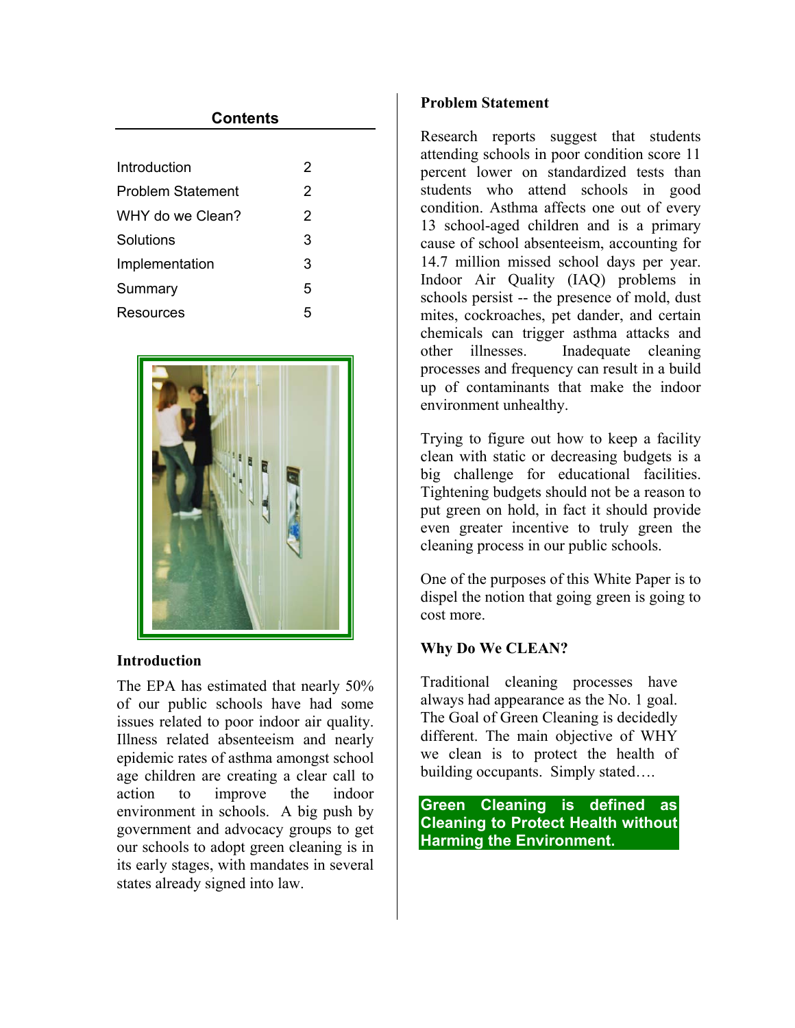## Contents

| | |
|---|---|
| Introduction | 2 |
| Problem Statement | 2 |
| WHY do we Clean? | 2 |
| Solutions | 3 |
| Implementation | 3 |
| Summary | 5 |
| Resources | 5 |

### Introduction

The EPA has estimated that nearly 50% of our public schools have had some issues related to poor indoor air quality. Illness related absenteeism and nearly epidemic rates of asthma amongst school age children are creating a clear call to action to improve the indoor environment in schools. A big push by government and advocacy groups to get our schools to adopt green cleaning is in its early stages, with mandates in several states already signed into law.

### Problem Statement

Research reports suggest that students attending schools in poor condition score 11 percent lower on standardized tests than students who attend schools in good condition. Asthma affects one out of every 13 school-aged children and is a primary cause of school absenteeism, accounting for 14.7 million missed school days per year. Indoor Air Quality (IAQ) problems in schools persist -- the presence of mold, dust mites, cockroaches, pet dander, and certain chemicals can trigger asthma attacks and other illnesses. Inadequate cleaning processes and frequency can result in a build up of contaminants that make the indoor environment unhealthy.

Trying to figure out how to keep a facility clean with static or decreasing budgets is a big challenge for educational facilities. Tightening budgets should not be a reason to put green on hold, in fact it should provide even greater incentive to truly green the cleaning process in our public schools.

One of the purposes of this White Paper is to dispel the notion that going green is going to cost more.

### Why Do We CLEAN?

Traditional cleaning processes have always had appearance as the No. 1 goal. The Goal of Green Cleaning is decidedly different. The main objective of WHY we clean is to protect the health of building occupants. Simply stated….

**Green Cleaning is defined as Cleaning to Protect Health without Harming the Environment.**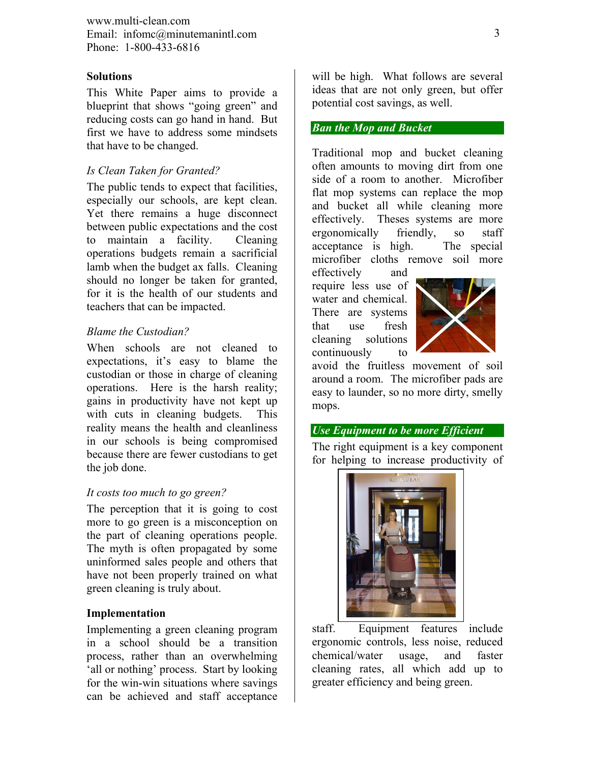## Solutions

This White Paper aims to provide a blueprint that shows "going green" and reducing costs can go hand in hand. But first we have to address some mindsets that have to be changed.

*Is Clean Taken for Granted?*

The public tends to expect that facilities, especially our schools, are kept clean. Yet there remains a huge disconnect between public expectations and the cost to maintain a facility. Cleaning operations budgets remain a sacrificial lamb when the budget ax falls. Cleaning should no longer be taken for granted, for it is the health of our students and teachers that can be impacted.

*Blame the Custodian?*

When schools are not cleaned to expectations, it's easy to blame the custodian or those in charge of cleaning operations. Here is the harsh reality; gains in productivity have not kept up with cuts in cleaning budgets. This reality means the health and cleanliness in our schools is being compromised because there are fewer custodians to get the job done.

*It costs too much to go green?*

The perception that it is going to cost more to go green is a misconception on the part of cleaning operations people. The myth is often propagated by some uninformed sales people and others that have not been properly trained on what green cleaning is truly about.

## Implementation

Implementing a green cleaning program in a school should be a transition process, rather than an overwhelming 'all or nothing' process. Start by looking for the win-win situations where savings can be achieved and staff acceptance will be high. What follows are several ideas that are not only green, but offer potential cost savings, as well.

### *Ban the Mop and Bucket*

Traditional mop and bucket cleaning often amounts to moving dirt from one side of a room to another. Microfiber flat mop systems can replace the mop and bucket all while cleaning more effectively. Theses systems are more ergonomically friendly, so staff acceptance is high. The special microfiber cloths remove soil more effectively and require less use of water and chemical. There are systems that use fresh cleaning solutions continuously to avoid the fruitless movement of soil around a room. The microfiber pads are easy to launder, so no more dirty, smelly mops.

### *Use Equipment to be more Efficient*

The right equipment is a key component for helping to increase productivity of staff. Equipment features include ergonomic controls, less noise, reduced chemical/water usage, and faster cleaning rates, all which add up to greater efficiency and being green.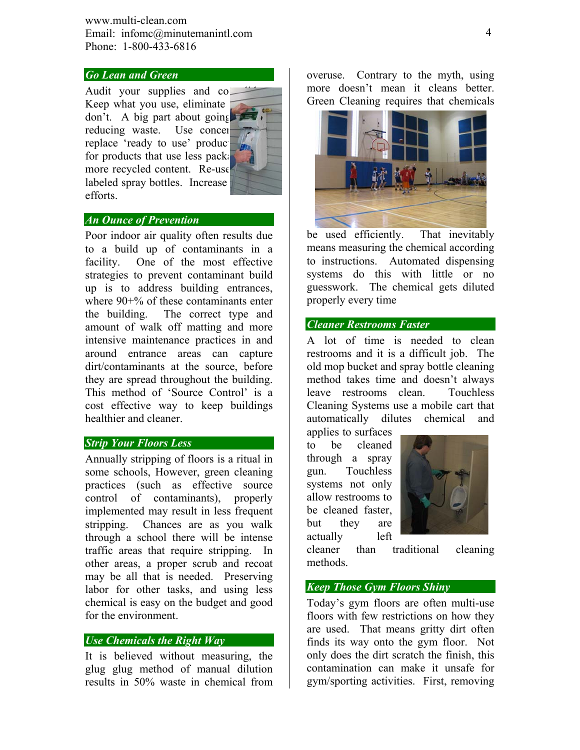## *Go Lean and Green*

Audit your supplies and co... Keep what you use, eliminate ... don't. A big part about going ... reducing waste. Use concen... replace 'ready to use' product... for products that use less packa... more recycled content. Re-use... labeled spray bottles. Increase ... efforts.

## *An Ounce of Prevention*

Poor indoor air quality often results due to a build up of contaminants in a facility. One of the most effective strategies to prevent contaminant build up is to address building entrances, where 90+% of these contaminants enter the building. The correct type and amount of walk off matting and more intensive maintenance practices in and around entrance areas can capture dirt/contaminants at the source, before they are spread throughout the building. This method of 'Source Control' is a cost effective way to keep buildings healthier and cleaner.

## *Strip Your Floors Less*

Annually stripping of floors is a ritual in some schools, However, green cleaning practices (such as effective source control of contaminants), properly implemented may result in less frequent stripping. Chances are as you walk through a school there will be intense traffic areas that require stripping. In other areas, a proper scrub and recoat may be all that is needed. Preserving labor for other tasks, and using less chemical is easy on the budget and good for the environment.

## *Use Chemicals the Right Way*

It is believed without measuring, the glug glug method of manual dilution results in 50% waste in chemical from overuse. Contrary to the myth, using more doesn't mean it cleans better. Green Cleaning requires that chemicals be used efficiently. That inevitably means measuring the chemical according to instructions. Automated dispensing systems do this with little or no guesswork. The chemical gets diluted properly every time

## *Cleaner Restrooms Faster*

A lot of time is needed to clean restrooms and it is a difficult job. The old mop bucket and spray bottle cleaning method takes time and doesn't always leave restrooms clean. Touchless Cleaning Systems use a mobile cart that automatically dilutes chemical and applies to surfaces to be cleaned through a spray gun. Touchless systems not only allow restrooms to be cleaned faster, but they are actually left cleaner than traditional cleaning methods.

## *Keep Those Gym Floors Shiny*

Today's gym floors are often multi-use floors with few restrictions on how they are used. That means gritty dirt often finds its way onto the gym floor. Not only does the dirt scratch the finish, this contamination can make it unsafe for gym/sporting activities. First, removing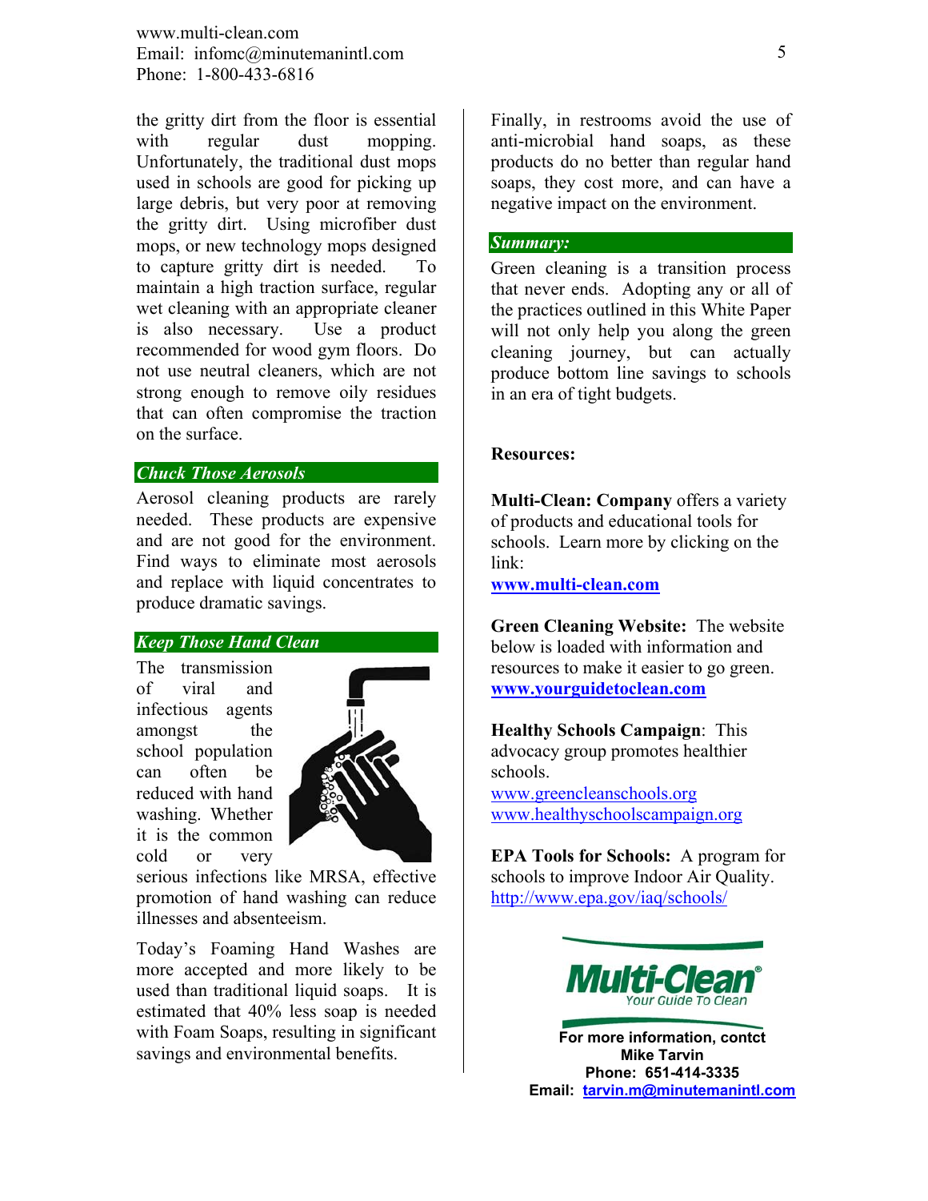the gritty dirt from the floor is essential with regular dust mopping. Unfortunately, the traditional dust mops used in schools are good for picking up large debris, but very poor at removing the gritty dirt. Using microfiber dust mops, or new technology mops designed to capture gritty dirt is needed. To maintain a high traction surface, regular wet cleaning with an appropriate cleaner is also necessary. Use a product recommended for wood gym floors. Do not use neutral cleaners, which are not strong enough to remove oily residues that can often compromise the traction on the surface.

### *Chuck Those Aerosols*

Aerosol cleaning products are rarely needed. These products are expensive and are not good for the environment. Find ways to eliminate most aerosols and replace with liquid concentrates to produce dramatic savings.

### *Keep Those Hand Clean*

The transmission of viral and infectious agents amongst the school population can often be reduced with hand washing. Whether it is the common cold or very serious infections like MRSA, effective promotion of hand washing can reduce illnesses and absenteeism.

Today's Foaming Hand Washes are more accepted and more likely to be used than traditional liquid soaps. It is estimated that 40% less soap is needed with Foam Soaps, resulting in significant savings and environmental benefits.

Finally, in restrooms avoid the use of anti-microbial hand soaps, as these products do no better than regular hand soaps, they cost more, and can have a negative impact on the environment.

### *Summary:*

Green cleaning is a transition process that never ends. Adopting any or all of the practices outlined in this White Paper will not only help you along the green cleaning journey, but can actually produce bottom line savings to schools in an era of tight budgets.

**Resources:**

**Multi-Clean: Company** offers a variety of products and educational tools for schools. Learn more by clicking on the link:
**www.multi-clean.com**

**Green Cleaning Website:** The website below is loaded with information and resources to make it easier to go green.
**www.yourguidetoclean.com**

**Healthy Schools Campaign**: This advocacy group promotes healthier schools.
www.greencleanschools.org
www.healthyschoolscampaign.org

**EPA Tools for Schools:** A program for schools to improve Indoor Air Quality.
http://www.epa.gov/iaq/schools/

Multi-Clean®
Your Guide To Clean

**For more information, contct**
**Mike Tarvin**
**Phone: 651-414-3335**
**Email: tarvin.m@minutemanintl.com**